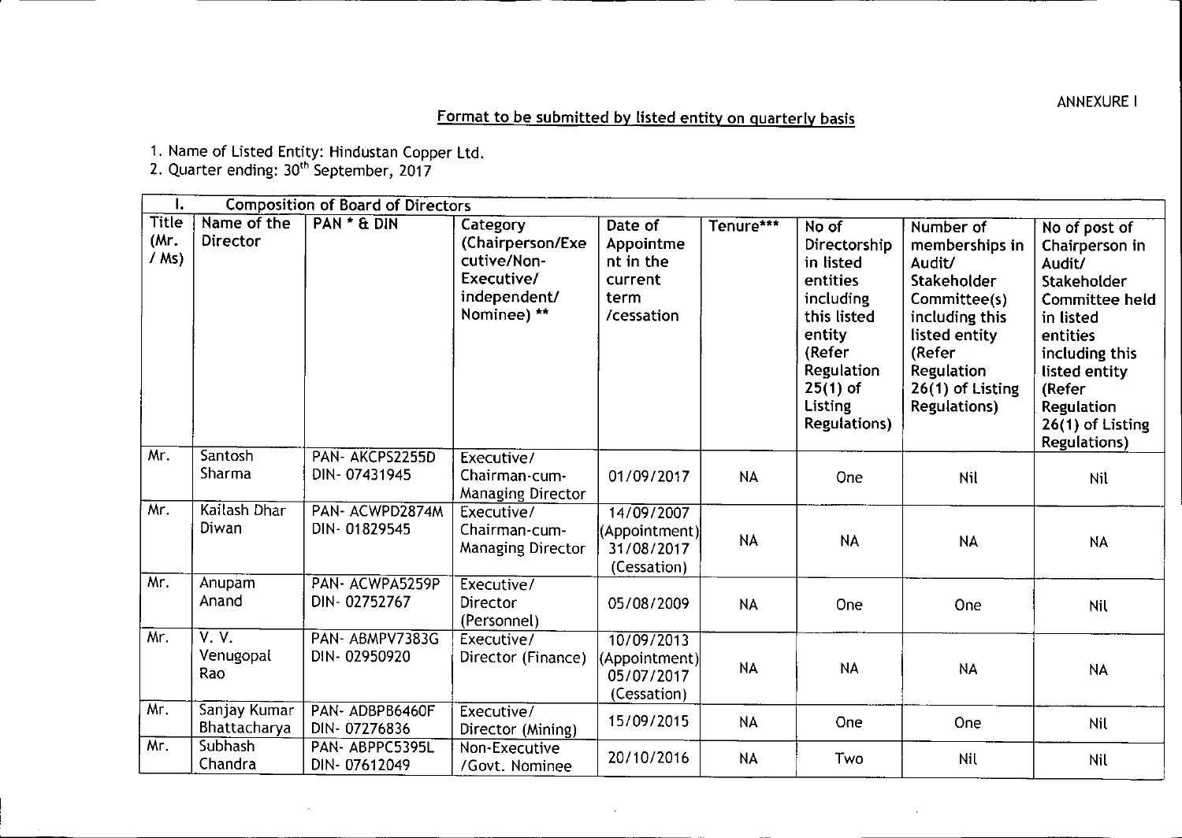ANNEXURE I

## Format to be submitted by listed entity on quarterly basis

1. Name of Listed Entity: Hindustan Copper Ltd.
2. Quarter ending: 30th September, 2017

| I. | Composition of Board of Directors | | | | | | | |
|---|---|---|---|---|---|---|---|---|
| Title (Mr. / Ms) | Name of the Director | PAN * & DIN | Category (Chairperson/Executive/Non-Executive/ independent/ Nominee) ** | Date of Appointment in the current term /cessation | Tenure*** | No of Directorship in listed entities including this listed entity (Refer Regulation 25(1) of Listing Regulations) | Number of memberships in Audit/ Stakeholder Committee(s) including this listed entity (Refer Regulation 26(1) of Listing Regulations) | No of post of Chairperson in Audit/ Stakeholder Committee held in listed entities including this listed entity (Refer Regulation 26(1) of Listing Regulations) |
| Mr. | Santosh Sharma | PAN- AKCPS2255D DIN- 07431945 | Executive/ Chairman-cum-Managing Director | 01/09/2017 | NA | One | Nil | Nil |
| Mr. | Kailash Dhar Diwan | PAN- ACWPD2874M DIN- 01829545 | Executive/ Chairman-cum-Managing Director | 14/09/2007 (Appointment) 31/08/2017 (Cessation) | NA | NA | NA | NA |
| Mr. | Anupam Anand | PAN- ACWPA5259P DIN- 02752767 | Executive/ Director (Personnel) | 05/08/2009 | NA | One | One | Nil |
| Mr. | V. V. Venugopal Rao | PAN- ABMPV7383G DIN- 02950920 | Executive/ Director (Finance) | 10/09/2013 (Appointment) 05/07/2017 (Cessation) | NA | NA | NA | NA |
| Mr. | Sanjay Kumar Bhattacharya | PAN- ADBPB6460F DIN- 07276836 | Executive/ Director (Mining) | 15/09/2015 | NA | One | One | Nil |
| Mr. | Subhash Chandra | PAN- ABPPC5395L DIN- 07612049 | Non-Executive /Govt. Nominee | 20/10/2016 | NA | Two | Nil | Nil |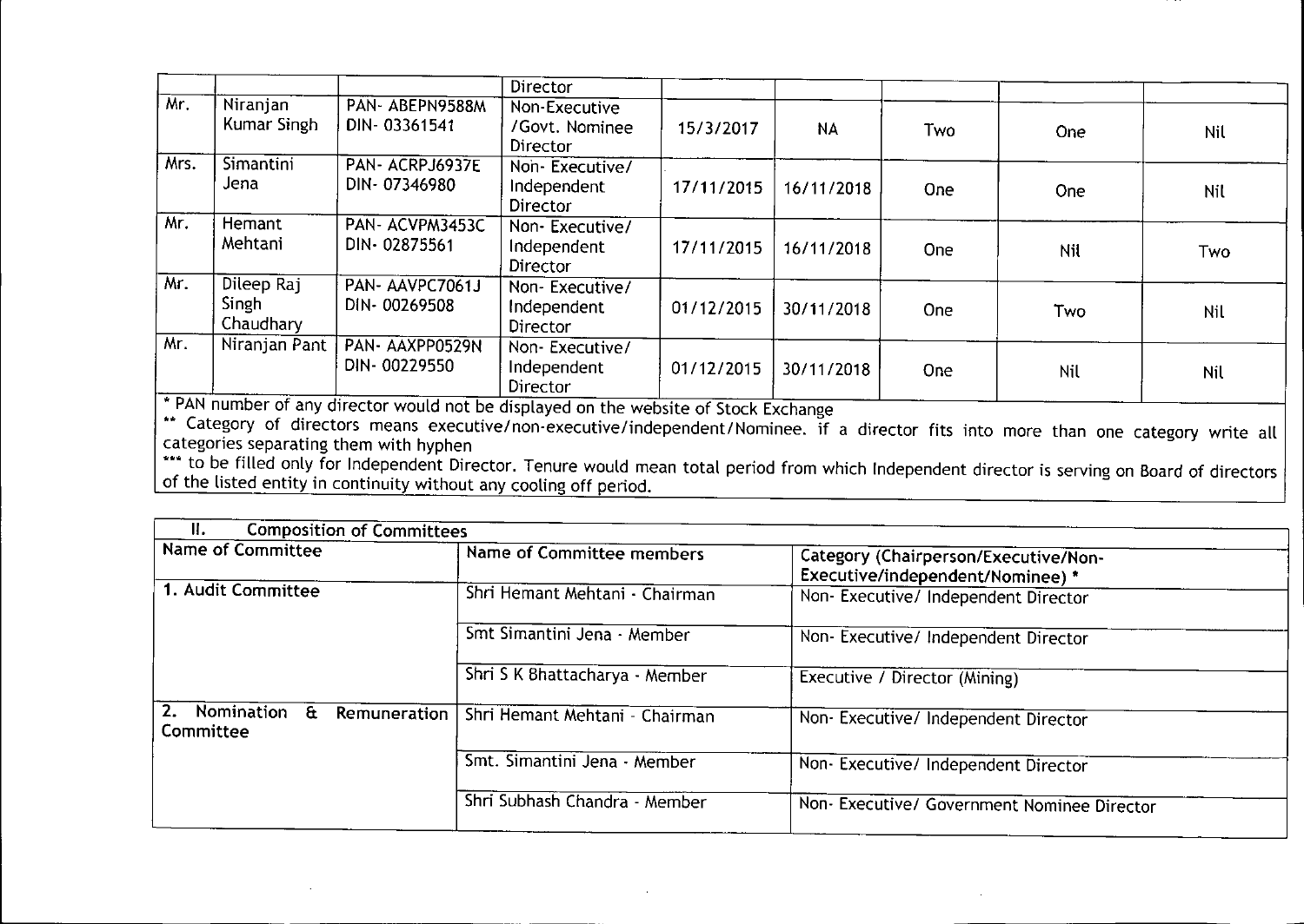| | | | Director | | | | | |
|---|---|---|---|---|---|---|---|---|
| Mr. | Niranjan Kumar Singh | PAN- ABEPN9588M DIN- 03361541 | Non-Executive /Govt. Nominee Director | 15/3/2017 | NA | Two | One | Nil |
| Mrs. | Simantini Jena | PAN- ACRPJ6937E DIN- 07346980 | Non- Executive/ Independent Director | 17/11/2015 | 16/11/2018 | One | One | Nil |
| Mr. | Hemant Mehtani | PAN- ACVPM3453C DIN- 02875561 | Non- Executive/ Independent Director | 17/11/2015 | 16/11/2018 | One | Nil | Two |
| Mr. | Dileep Raj Singh Chaudhary | PAN- AAVPC7061J DIN- 00269508 | Non- Executive/ Independent Director | 01/12/2015 | 30/11/2018 | One | Two | Nil |
| Mr. | Niranjan Pant | PAN- AAXPP0529N DIN- 00229550 | Non- Executive/ Independent Director | 01/12/2015 | 30/11/2018 | One | Nil | Nil |

\* PAN number of any director would not be displayed on the website of Stock Exchange

\** Category of directors means executive/non-executive/independent/Nominee. if a director fits into more than one category write all categories separating them with hyphen

\*** to be filled only for Independent Director. Tenure would mean total period from which Independent director is serving on Board of directors of the listed entity in continuity without any cooling off period.

## II. Composition of Committees

| Name of Committee | Name of Committee members | Category (Chairperson/Executive/Non-Executive/independent/Nominee) * |
|---|---|---|
| 1. Audit Committee | Shri Hemant Mehtani - Chairman | Non- Executive/ Independent Director |
| | Smt Simantini Jena - Member | Non- Executive/ Independent Director |
| | Shri S K Bhattacharya - Member | Executive / Director (Mining) |
| 2. Nomination & Remuneration Committee | Shri Hemant Mehtani - Chairman | Non- Executive/ Independent Director |
| | Smt. Simantini Jena - Member | Non- Executive/ Independent Director |
| | Shri Subhash Chandra - Member | Non- Executive/ Government Nominee Director |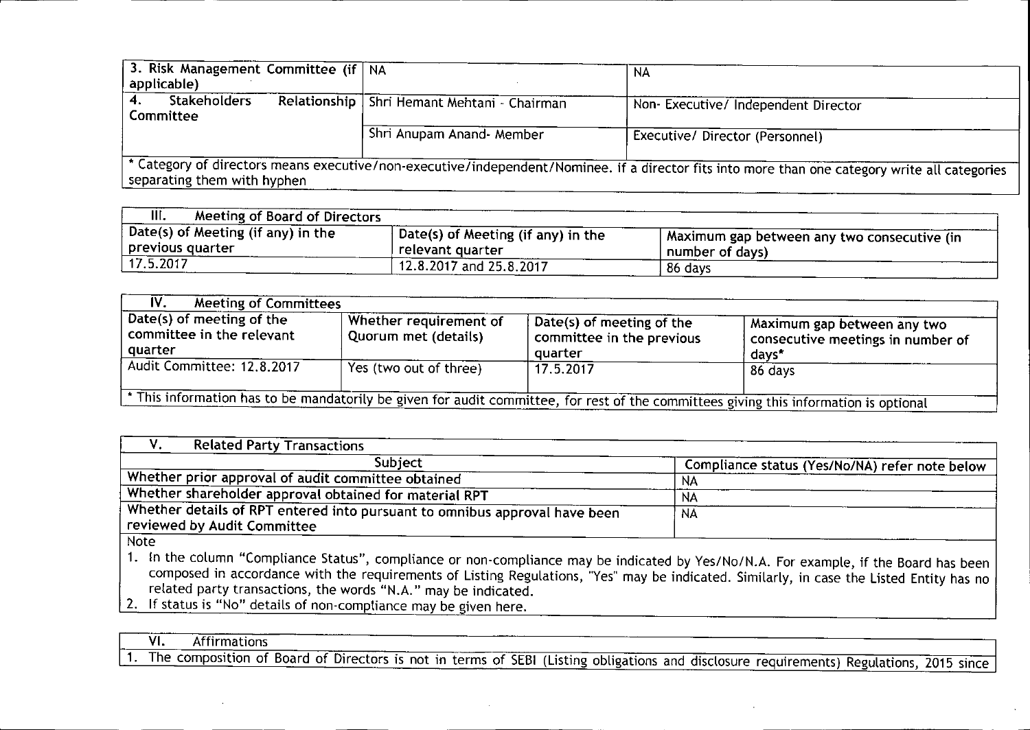| 3. Risk Management Committee (if applicable) | NA | NA |
|---|---|---|
| 4. Stakeholders Relationship Committee | Shri Hemant Mehtani - Chairman | Non- Executive/ Independent Director |
| | Shri Anupam Anand- Member | Executive/ Director (Personnel) |

* Category of directors means executive/non-executive/independent/Nominee. if a director fits into more than one category write all categories separating them with hyphen

| III. Meeting of Board of Directors | | |
|---|---|---|
| Date(s) of Meeting (if any) in the previous quarter | Date(s) of Meeting (if any) in the relevant quarter | Maximum gap between any two consecutive (in number of days) |
| 17.5.2017 | 12.8.2017 and 25.8.2017 | 86 days |

| IV. Meeting of Committees | | | |
|---|---|---|---|
| Date(s) of meeting of the committee in the relevant quarter | Whether requirement of Quorum met (details) | Date(s) of meeting of the committee in the previous quarter | Maximum gap between any two consecutive meetings in number of days* |
| Audit Committee: 12.8.2017 | Yes (two out of three) | 17.5.2017 | 86 days |

* This information has to be mandatorily be given for audit committee, for rest of the committees giving this information is optional

| V. Related Party Transactions | |
|---|---|
| Subject | Compliance status (Yes/No/NA) refer note below |
| Whether prior approval of audit committee obtained | NA |
| Whether shareholder approval obtained for material RPT | NA |
| Whether details of RPT entered into pursuant to omnibus approval have been reviewed by Audit Committee | NA |

Note

1. In the column "Compliance Status", compliance or non-compliance may be indicated by Yes/No/N.A. For example, if the Board has been composed in accordance with the requirements of Listing Regulations, "Yes" may be indicated. Similarly, in case the Listed Entity has no related party transactions, the words "N.A." may be indicated.
2. If status is "No" details of non-compliance may be given here.

**VI. Affirmations**

1. The composition of Board of Directors is not in terms of SEBI (Listing obligations and disclosure requirements) Regulations, 2015 since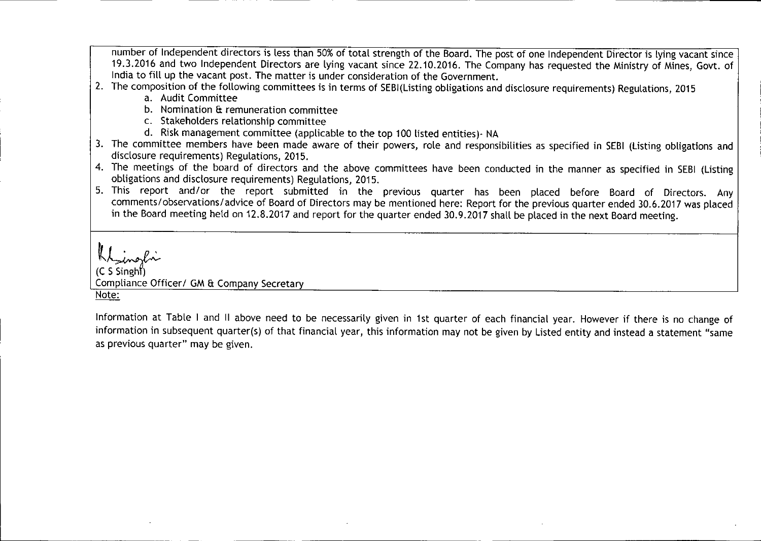number of Independent directors is less than 50% of total strength of the Board. The post of one Independent Director is lying vacant since 19.3.2016 and two Independent Directors are lying vacant since 22.10.2016. The Company has requested the Ministry of Mines, Govt. of India to fill up the vacant post. The matter is under consideration of the Government.

2. The composition of the following committees is in terms of SEBI(Listing obligations and disclosure requirements) Regulations, 2015
   a. Audit Committee
   b. Nomination & remuneration committee
   c. Stakeholders relationship committee
   d. Risk management committee (applicable to the top 100 listed entities)- NA
3. The committee members have been made aware of their powers, role and responsibilities as specified in SEBI (Listing obligations and disclosure requirements) Regulations, 2015.
4. The meetings of the board of directors and the above committees have been conducted in the manner as specified in SEBI (Listing obligations and disclosure requirements) Regulations, 2015.
5. This report and/or the report submitted in the previous quarter has been placed before Board of Directors. Any comments/observations/advice of Board of Directors may be mentioned here: Report for the previous quarter ended 30.6.2017 was placed in the Board meeting held on 12.8.2017 and report for the quarter ended 30.9.2017 shall be placed in the next Board meeting.

(C S Singh)
Compliance Officer/ GM & Company Secretary

Note:

Information at Table I and II above need to be necessarily given in 1st quarter of each financial year. However if there is no change of information in subsequent quarter(s) of that financial year, this information may not be given by Listed entity and instead a statement "same as previous quarter" may be given.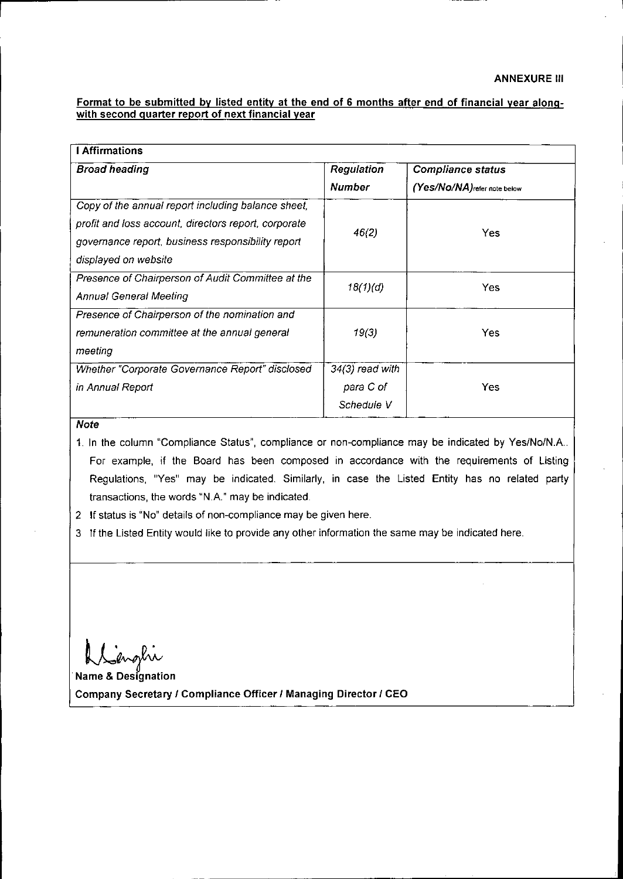**ANNEXURE III**

**Format to be submitted by listed entity at the end of 6 months after end of financial year along-with second quarter report of next financial year**

| I Affirmations | | |
|---|---|---|
| *Broad heading* | ***Regulation Number*** | ***Compliance status (Yes/No/NA)****refer note below* |
| *Copy of the annual report including balance sheet, profit and loss account, directors report, corporate governance report, business responsibility report displayed on website* | *46(2)* | Yes |
| *Presence of Chairperson of Audit Committee at the Annual General Meeting* | *18(1)(d)* | Yes |
| *Presence of Chairperson of the nomination and remuneration committee at the annual general meeting* | *19(3)* | Yes |
| *Whether "Corporate Governance Report" disclosed in Annual Report* | *34(3) read with para C of Schedule V* | Yes |

***Note***

1. In the column "Compliance Status", compliance or non-compliance may be indicated by Yes/No/N.A.. For example, if the Board has been composed in accordance with the requirements of Listing Regulations, "Yes" may be indicated. Similarly, in case the Listed Entity has no related party transactions, the words "N.A." may be indicated.
2. If status is "No" details of non-compliance may be given here.
3. If the Listed Entity would like to provide any other information the same may be indicated here.

**Name & Designation**

**Company Secretary / Compliance Officer / Managing Director / CEO**